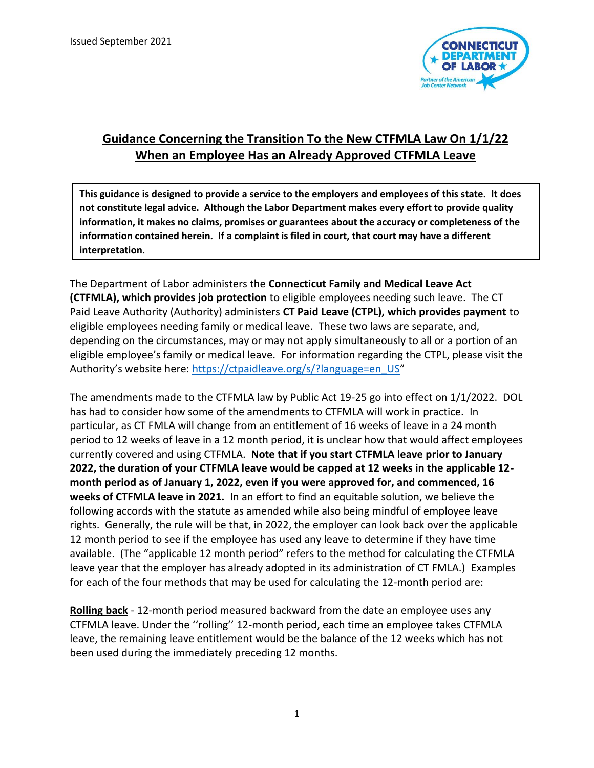Issued September 2021

# Guidance Concerning the Transition To the New CTFMLA Law On 1/1/22 When an Employee Has an Already Approved CTFMLA Leave

> **This guidance is designed to provide a service to the employers and employees of this state. It does not constitute legal advice. Although the Labor Department makes every effort to provide quality information, it makes no claims, promises or guarantees about the accuracy or completeness of the information contained herein. If a complaint is filed in court, that court may have a different interpretation.**

The Department of Labor administers the **Connecticut Family and Medical Leave Act (CTFMLA), which provides job protection** to eligible employees needing such leave. The CT Paid Leave Authority (Authority) administers **CT Paid Leave (CTPL), which provides payment** to eligible employees needing family or medical leave. These two laws are separate, and, depending on the circumstances, may or may not apply simultaneously to all or a portion of an eligible employee's family or medical leave. For information regarding the CTPL, please visit the Authority's website here: [https://ctpaidleave.org/s/?language=en_US](https://ctpaidleave.org/s/?language=en_US)"

The amendments made to the CTFMLA law by Public Act 19-25 go into effect on 1/1/2022. DOL has had to consider how some of the amendments to CTFMLA will work in practice. In particular, as CT FMLA will change from an entitlement of 16 weeks of leave in a 24 month period to 12 weeks of leave in a 12 month period, it is unclear how that would affect employees currently covered and using CTFMLA. **Note that if you start CTFMLA leave prior to January 2022, the duration of your CTFMLA leave would be capped at 12 weeks in the applicable 12-month period as of January 1, 2022, even if you were approved for, and commenced, 16 weeks of CTFMLA leave in 2021.** In an effort to find an equitable solution, we believe the following accords with the statute as amended while also being mindful of employee leave rights. Generally, the rule will be that, in 2022, the employer can look back over the applicable 12 month period to see if the employee has used any leave to determine if they have time available. (The "applicable 12 month period" refers to the method for calculating the CTFMLA leave year that the employer has already adopted in its administration of CT FMLA.) Examples for each of the four methods that may be used for calculating the 12-month period are:

**Rolling back** - 12-month period measured backward from the date an employee uses any CTFMLA leave. Under the ''rolling'' 12-month period, each time an employee takes CTFMLA leave, the remaining leave entitlement would be the balance of the 12 weeks which has not been used during the immediately preceding 12 months.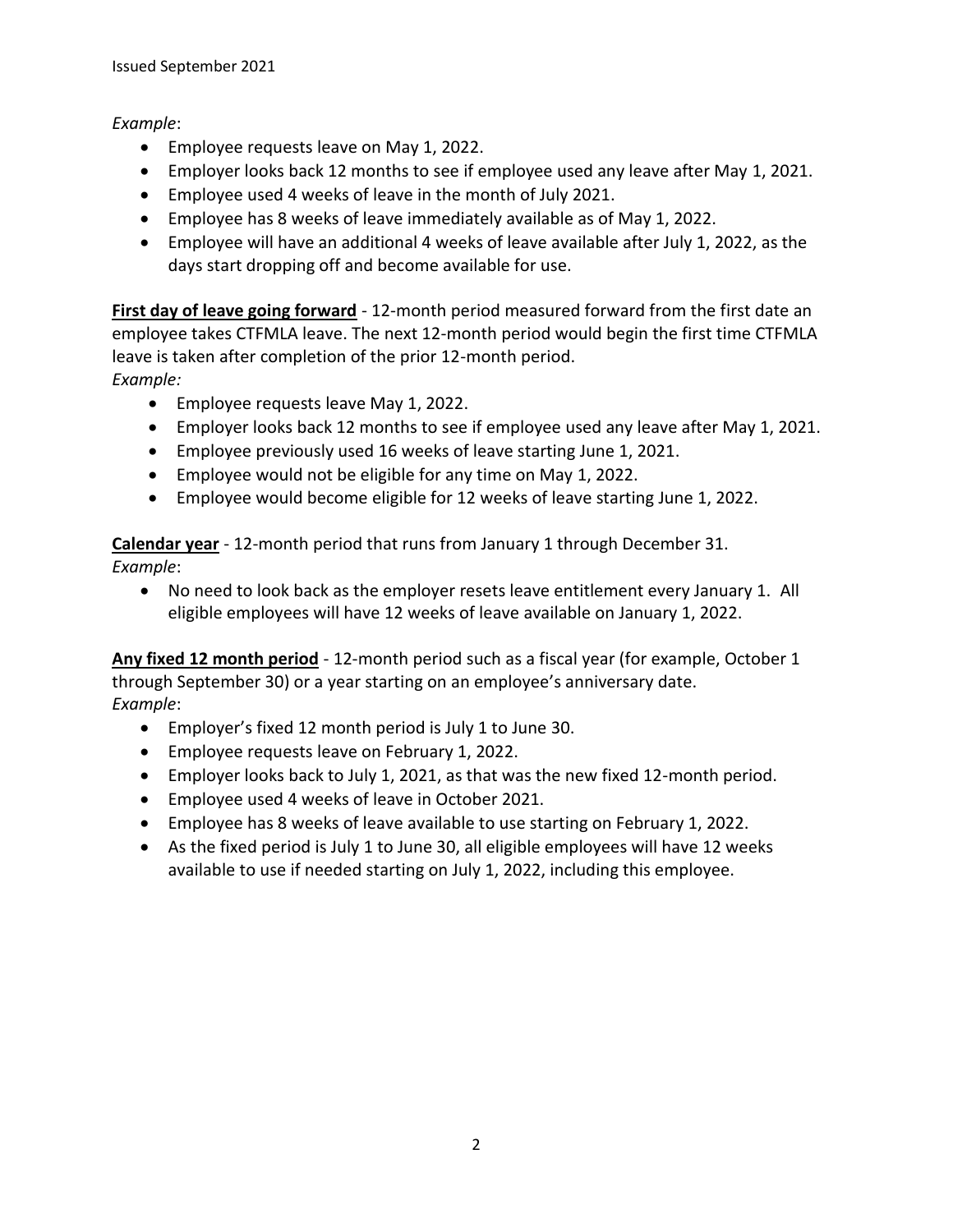*Example*:

- Employee requests leave on May 1, 2022.
- Employer looks back 12 months to see if employee used any leave after May 1, 2021.
- Employee used 4 weeks of leave in the month of July 2021.
- Employee has 8 weeks of leave immediately available as of May 1, 2022.
- Employee will have an additional 4 weeks of leave available after July 1, 2022, as the days start dropping off and become available for use.

**First day of leave going forward** - 12-month period measured forward from the first date an employee takes CTFMLA leave. The next 12-month period would begin the first time CTFMLA leave is taken after completion of the prior 12-month period.
*Example:*

- Employee requests leave May 1, 2022.
- Employer looks back 12 months to see if employee used any leave after May 1, 2021.
- Employee previously used 16 weeks of leave starting June 1, 2021.
- Employee would not be eligible for any time on May 1, 2022.
- Employee would become eligible for 12 weeks of leave starting June 1, 2022.

**Calendar year** - 12-month period that runs from January 1 through December 31.
*Example*:

- No need to look back as the employer resets leave entitlement every January 1. All eligible employees will have 12 weeks of leave available on January 1, 2022.

**Any fixed 12 month period** - 12-month period such as a fiscal year (for example, October 1 through September 30) or a year starting on an employee's anniversary date.
*Example*:

- Employer's fixed 12 month period is July 1 to June 30.
- Employee requests leave on February 1, 2022.
- Employer looks back to July 1, 2021, as that was the new fixed 12-month period.
- Employee used 4 weeks of leave in October 2021.
- Employee has 8 weeks of leave available to use starting on February 1, 2022.
- As the fixed period is July 1 to June 30, all eligible employees will have 12 weeks available to use if needed starting on July 1, 2022, including this employee.